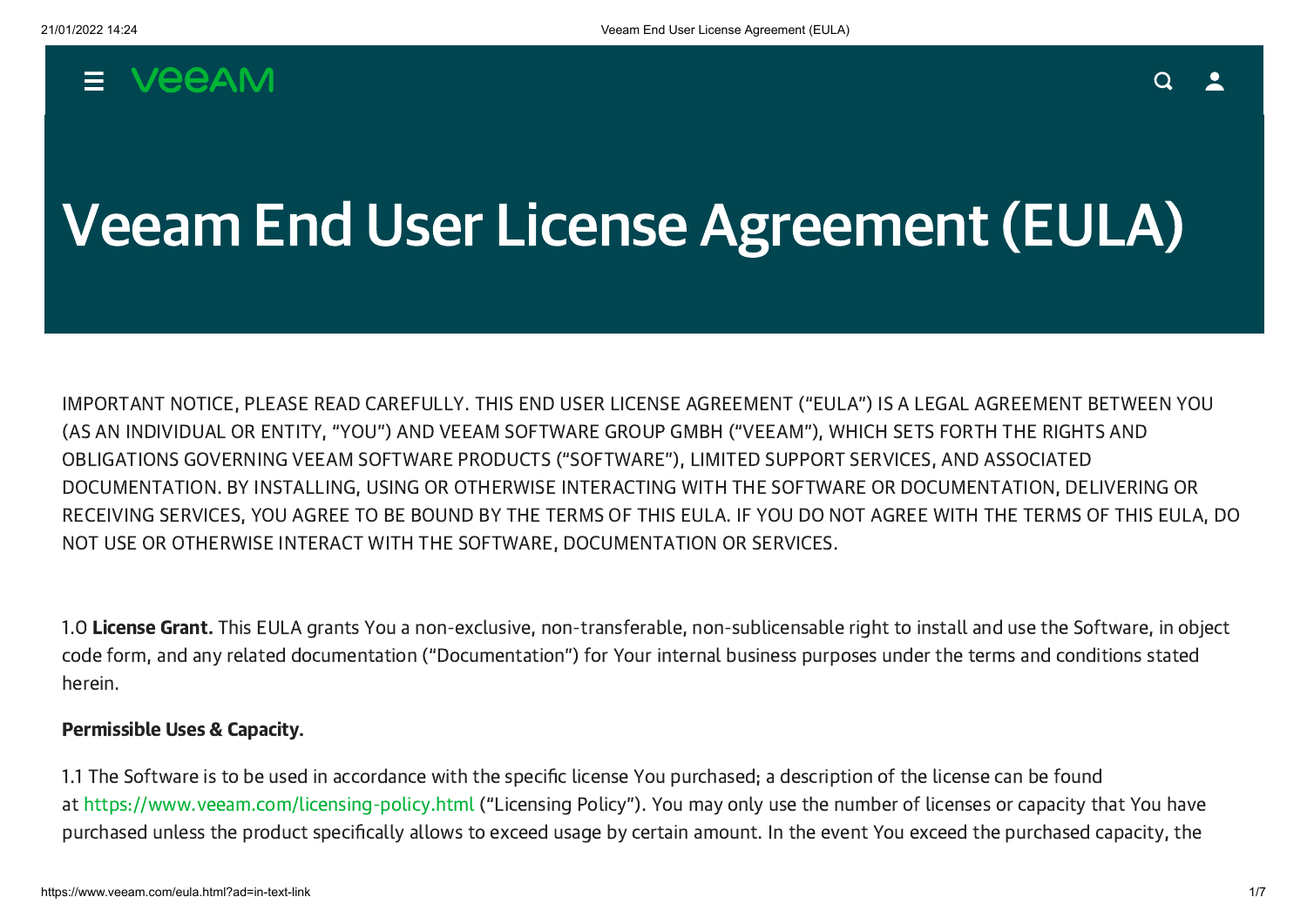# Veeam End User License Agreement (EULA)

IMPORTANT NOTICE, PLEASE READ CAREFULLY. THIS END USER LICENSE AGREEMENT ("EULA") IS A LEGAL AGREEMENT BETWEEN YOU (AS AN INDIVIDUAL OR ENTITY, "YOU") AND VEEAM SOFTWARE GROUP GMBH ("VEEAM"), WHICH SETS FORTH THE RIGHTS AND OBLIGATIONS GOVERNING VEEAM SOFTWARE PRODUCTS ("SOFTWARE"), LIMITED SUPPORT SERVICES, AND ASSOCIATED DOCUMENTATION. BY INSTALLING, USING OR OTHERWISE INTERACTING WITH THE SOFTWARE OR DOCUMENTATION, DELIVERING OR RECEIVING SERVICES, YOU AGREE TO BE BOUND BY THE TERMS OF THIS EULA. IF YOU DO NOT AGREE WITH THE TERMS OF THIS EULA, DO NOT USE OR OTHERWISE INTERACT WITH THE SOFTWARE, DOCUMENTATION OR SERVICES.

1.0 **License Grant.** This EULA grants You a non-exclusive, non-transferable, non-sublicensable right to install and use the Software, in object code form, and any related documentation ("Documentation") for Your internal business purposes under the terms and conditions stated herein.

**Permissible Uses & Capacity.**

1.1 The Software is to be used in accordance with the specific license You purchased; a description of the license can be found at https://www.veeam.com/licensing-policy.html ("Licensing Policy"). You may only use the number of licenses or capacity that You have purchased unless the product specifically allows to exceed usage by certain amount. In the event You exceed the purchased capacity, the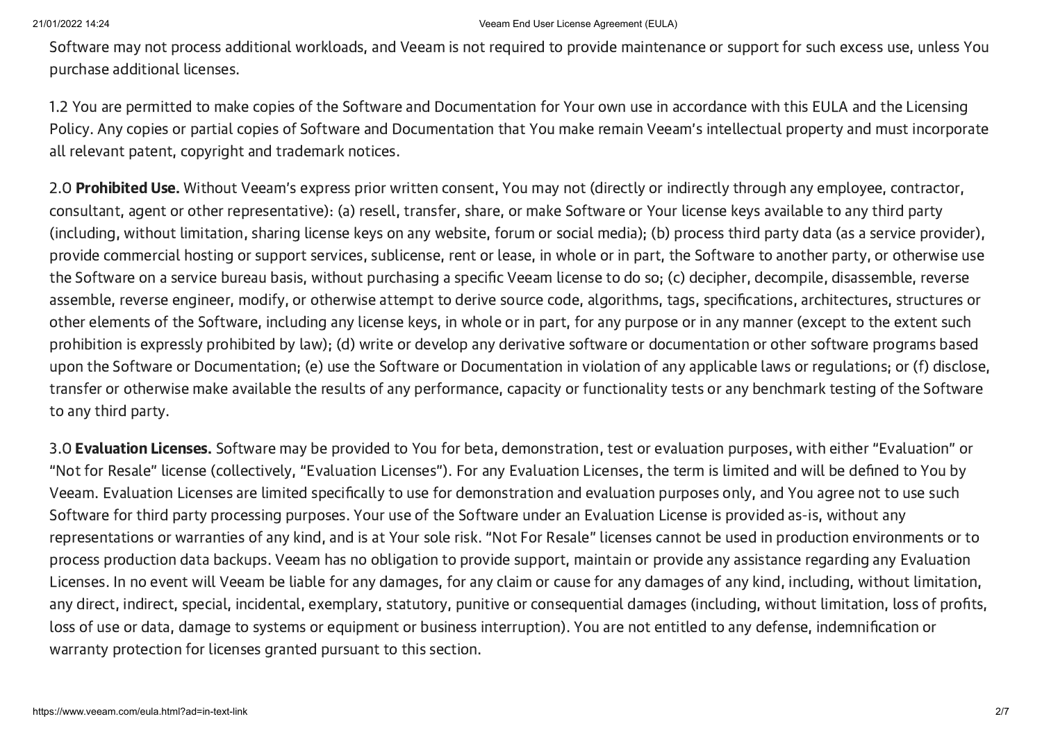Software may not process additional workloads, and Veeam is not required to provide maintenance or support for such excess use, unless You purchase additional licenses.

1.2 You are permitted to make copies of the Software and Documentation for Your own use in accordance with this EULA and the Licensing Policy. Any copies or partial copies of Software and Documentation that You make remain Veeam's intellectual property and must incorporate all relevant patent, copyright and trademark notices.

2.0 **Prohibited Use.** Without Veeam's express prior written consent, You may not (directly or indirectly through any employee, contractor, consultant, agent or other representative): (a) resell, transfer, share, or make Software or Your license keys available to any third party (including, without limitation, sharing license keys on any website, forum or social media); (b) process third party data (as a service provider), provide commercial hosting or support services, sublicense, rent or lease, in whole or in part, the Software to another party, or otherwise use the Software on a service bureau basis, without purchasing a specific Veeam license to do so; (c) decipher, decompile, disassemble, reverse assemble, reverse engineer, modify, or otherwise attempt to derive source code, algorithms, tags, specifications, architectures, structures or other elements of the Software, including any license keys, in whole or in part, for any purpose or in any manner (except to the extent such prohibition is expressly prohibited by law); (d) write or develop any derivative software or documentation or other software programs based upon the Software or Documentation; (e) use the Software or Documentation in violation of any applicable laws or regulations; or (f) disclose, transfer or otherwise make available the results of any performance, capacity or functionality tests or any benchmark testing of the Software to any third party.

3.0 **Evaluation Licenses.** Software may be provided to You for beta, demonstration, test or evaluation purposes, with either "Evaluation" or "Not for Resale" license (collectively, "Evaluation Licenses"). For any Evaluation Licenses, the term is limited and will be defined to You by Veeam. Evaluation Licenses are limited specifically to use for demonstration and evaluation purposes only, and You agree not to use such Software for third party processing purposes. Your use of the Software under an Evaluation License is provided as-is, without any representations or warranties of any kind, and is at Your sole risk. "Not For Resale" licenses cannot be used in production environments or to process production data backups. Veeam has no obligation to provide support, maintain or provide any assistance regarding any Evaluation Licenses. In no event will Veeam be liable for any damages, for any claim or cause for any damages of any kind, including, without limitation, any direct, indirect, special, incidental, exemplary, statutory, punitive or consequential damages (including, without limitation, loss of profits, loss of use or data, damage to systems or equipment or business interruption). You are not entitled to any defense, indemnification or warranty protection for licenses granted pursuant to this section.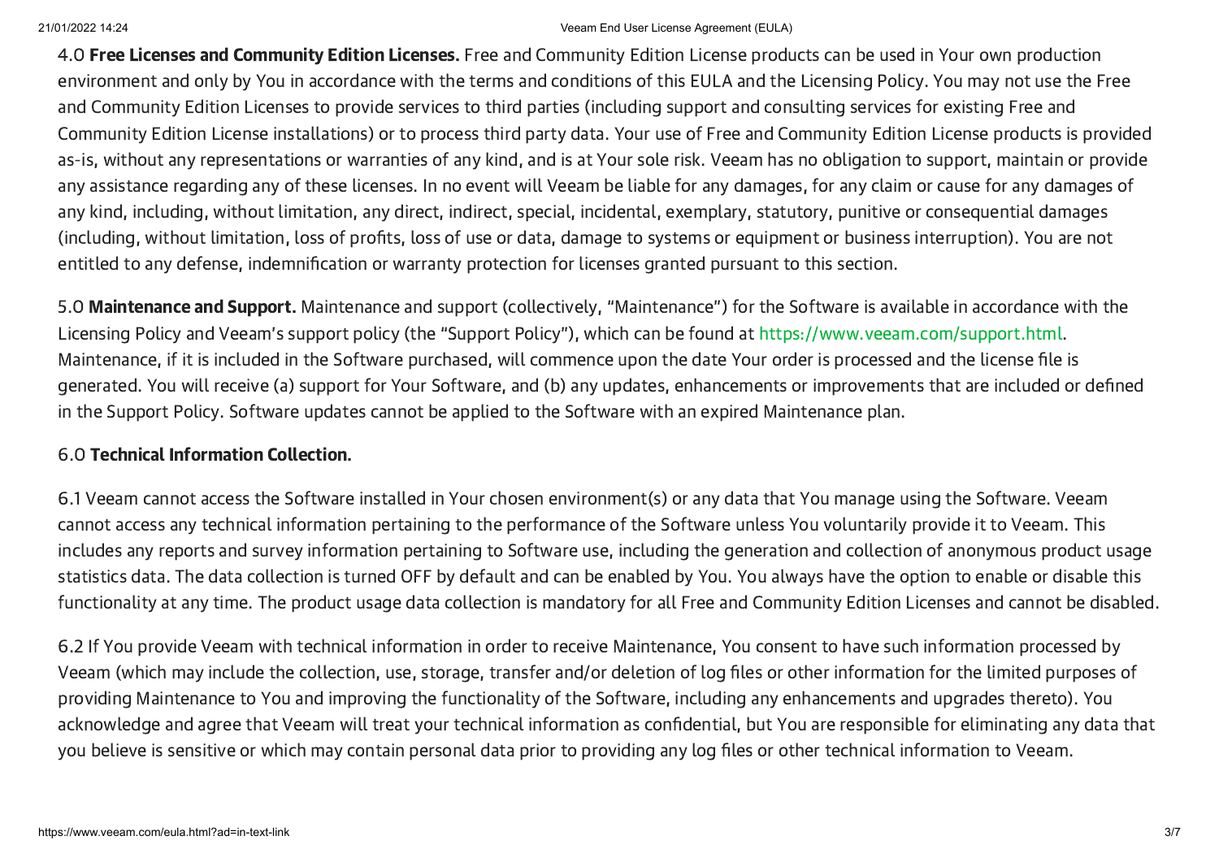4.0 **Free Licenses and Community Edition Licenses.** Free and Community Edition License products can be used in Your own production environment and only by You in accordance with the terms and conditions of this EULA and the Licensing Policy. You may not use the Free and Community Edition Licenses to provide services to third parties (including support and consulting services for existing Free and Community Edition License installations) or to process third party data. Your use of Free and Community Edition License products is provided as-is, without any representations or warranties of any kind, and is at Your sole risk. Veeam has no obligation to support, maintain or provide any assistance regarding any of these licenses. In no event will Veeam be liable for any damages, for any claim or cause for any damages of any kind, including, without limitation, any direct, indirect, special, incidental, exemplary, statutory, punitive or consequential damages (including, without limitation, loss of profits, loss of use or data, damage to systems or equipment or business interruption). You are not entitled to any defense, indemnification or warranty protection for licenses granted pursuant to this section.

5.0 **Maintenance and Support.** Maintenance and support (collectively, "Maintenance") for the Software is available in accordance with the Licensing Policy and Veeam's support policy (the "Support Policy"), which can be found at https://www.veeam.com/support.html. Maintenance, if it is included in the Software purchased, will commence upon the date Your order is processed and the license file is generated. You will receive (a) support for Your Software, and (b) any updates, enhancements or improvements that are included or defined in the Support Policy. Software updates cannot be applied to the Software with an expired Maintenance plan.

6.0 **Technical Information Collection.**

6.1 Veeam cannot access the Software installed in Your chosen environment(s) or any data that You manage using the Software. Veeam cannot access any technical information pertaining to the performance of the Software unless You voluntarily provide it to Veeam. This includes any reports and survey information pertaining to Software use, including the generation and collection of anonymous product usage statistics data. The data collection is turned OFF by default and can be enabled by You. You always have the option to enable or disable this functionality at any time. The product usage data collection is mandatory for all Free and Community Edition Licenses and cannot be disabled.

6.2 If You provide Veeam with technical information in order to receive Maintenance, You consent to have such information processed by Veeam (which may include the collection, use, storage, transfer and/or deletion of log files or other information for the limited purposes of providing Maintenance to You and improving the functionality of the Software, including any enhancements and upgrades thereto). You acknowledge and agree that Veeam will treat your technical information as confidential, but You are responsible for eliminating any data that you believe is sensitive or which may contain personal data prior to providing any log files or other technical information to Veeam.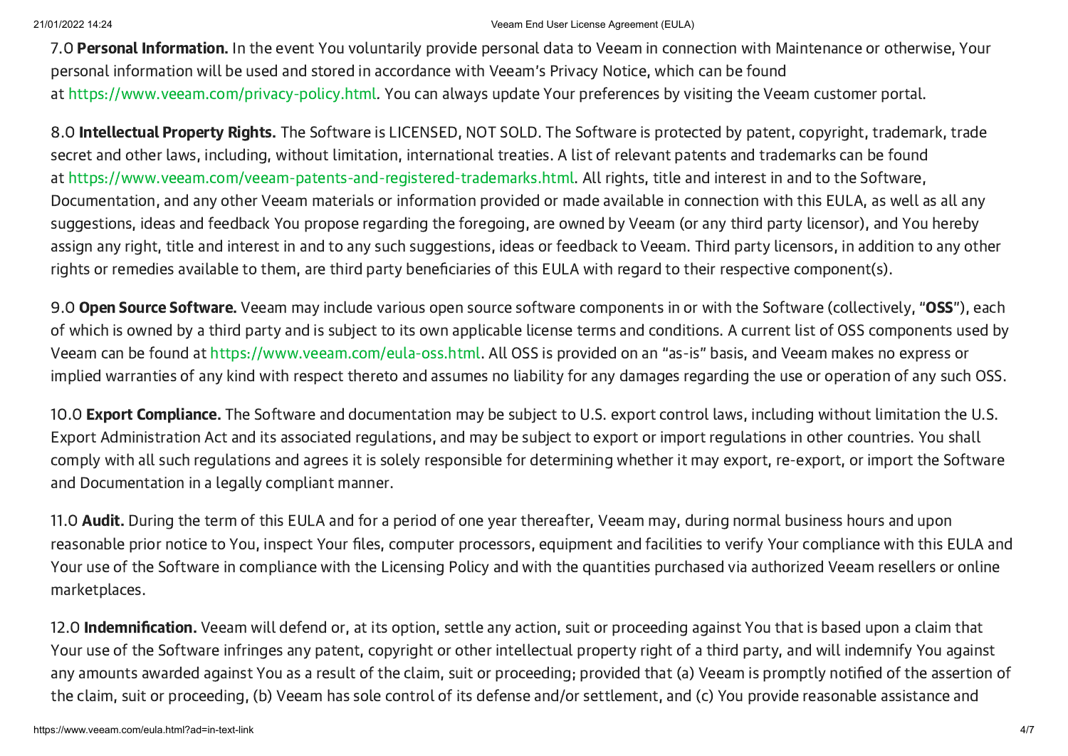7.0 **Personal Information.** In the event You voluntarily provide personal data to Veeam in connection with Maintenance or otherwise, Your personal information will be used and stored in accordance with Veeam's Privacy Notice, which can be found at https://www.veeam.com/privacy-policy.html. You can always update Your preferences by visiting the Veeam customer portal.

8.0 **Intellectual Property Rights.** The Software is LICENSED, NOT SOLD. The Software is protected by patent, copyright, trademark, trade secret and other laws, including, without limitation, international treaties. A list of relevant patents and trademarks can be found at https://www.veeam.com/veeam-patents-and-registered-trademarks.html. All rights, title and interest in and to the Software, Documentation, and any other Veeam materials or information provided or made available in connection with this EULA, as well as all any suggestions, ideas and feedback You propose regarding the foregoing, are owned by Veeam (or any third party licensor), and You hereby assign any right, title and interest in and to any such suggestions, ideas or feedback to Veeam. Third party licensors, in addition to any other rights or remedies available to them, are third party beneficiaries of this EULA with regard to their respective component(s).

9.0 **Open Source Software.** Veeam may include various open source software components in or with the Software (collectively, "**OSS**"), each of which is owned by a third party and is subject to its own applicable license terms and conditions. A current list of OSS components used by Veeam can be found at https://www.veeam.com/eula-oss.html. All OSS is provided on an "as-is" basis, and Veeam makes no express or implied warranties of any kind with respect thereto and assumes no liability for any damages regarding the use or operation of any such OSS.

10.0 **Export Compliance.** The Software and documentation may be subject to U.S. export control laws, including without limitation the U.S. Export Administration Act and its associated regulations, and may be subject to export or import regulations in other countries. You shall comply with all such regulations and agrees it is solely responsible for determining whether it may export, re-export, or import the Software and Documentation in a legally compliant manner.

11.0 **Audit.** During the term of this EULA and for a period of one year thereafter, Veeam may, during normal business hours and upon reasonable prior notice to You, inspect Your files, computer processors, equipment and facilities to verify Your compliance with this EULA and Your use of the Software in compliance with the Licensing Policy and with the quantities purchased via authorized Veeam resellers or online marketplaces.

12.0 **Indemnification.** Veeam will defend or, at its option, settle any action, suit or proceeding against You that is based upon a claim that Your use of the Software infringes any patent, copyright or other intellectual property right of a third party, and will indemnify You against any amounts awarded against You as a result of the claim, suit or proceeding; provided that (a) Veeam is promptly notified of the assertion of the claim, suit or proceeding, (b) Veeam has sole control of its defense and/or settlement, and (c) You provide reasonable assistance and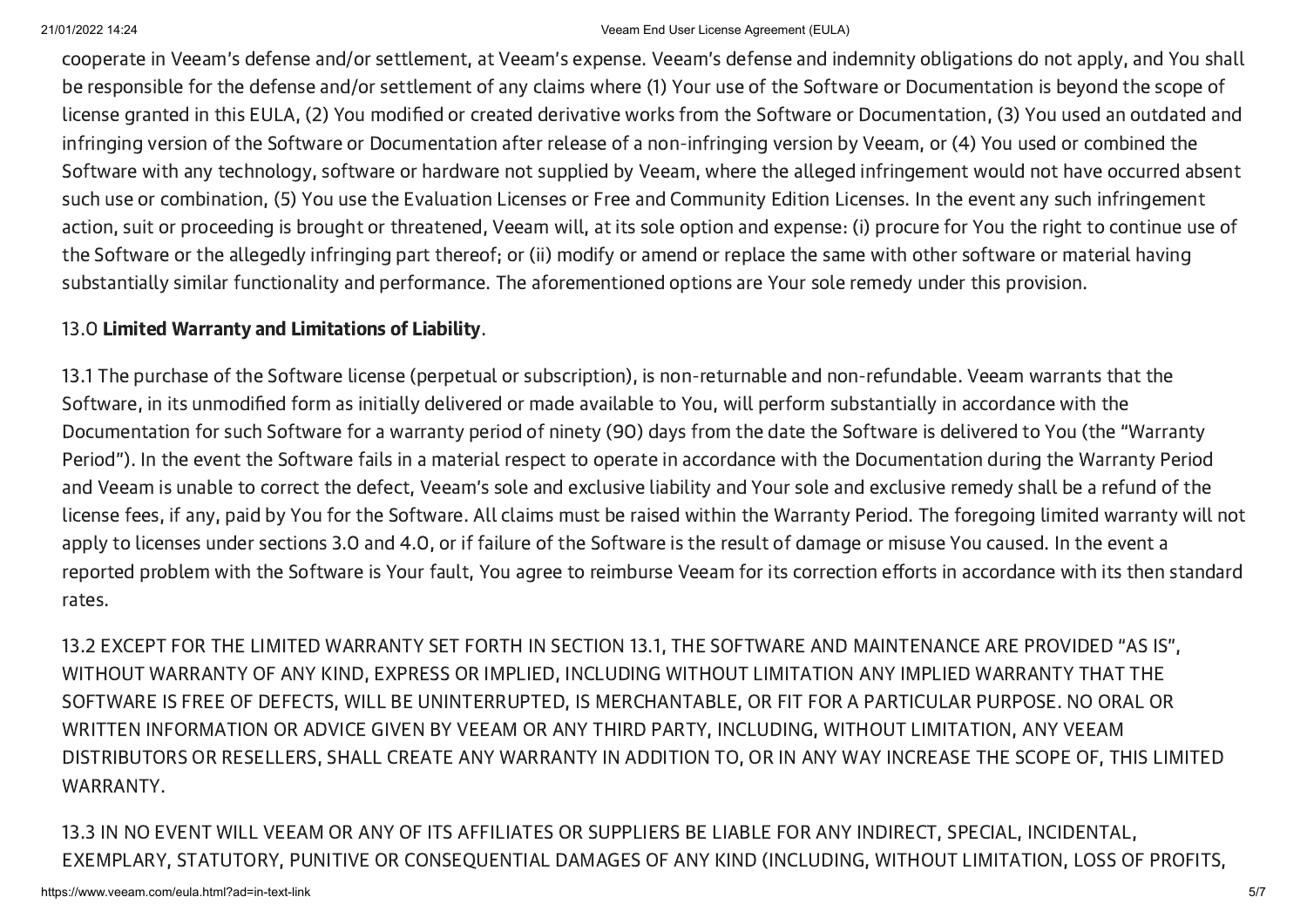cooperate in Veeam's defense and/or settlement, at Veeam's expense. Veeam's defense and indemnity obligations do not apply, and You shall be responsible for the defense and/or settlement of any claims where (1) Your use of the Software or Documentation is beyond the scope of license granted in this EULA, (2) You modified or created derivative works from the Software or Documentation, (3) You used an outdated and infringing version of the Software or Documentation after release of a non-infringing version by Veeam, or (4) You used or combined the Software with any technology, software or hardware not supplied by Veeam, where the alleged infringement would not have occurred absent such use or combination, (5) You use the Evaluation Licenses or Free and Community Edition Licenses. In the event any such infringement action, suit or proceeding is brought or threatened, Veeam will, at its sole option and expense: (i) procure for You the right to continue use of the Software or the allegedly infringing part thereof; or (ii) modify or amend or replace the same with other software or material having substantially similar functionality and performance. The aforementioned options are Your sole remedy under this provision.

13.0 **Limited Warranty and Limitations of Liability**.

13.1 The purchase of the Software license (perpetual or subscription), is non-returnable and non-refundable. Veeam warrants that the Software, in its unmodified form as initially delivered or made available to You, will perform substantially in accordance with the Documentation for such Software for a warranty period of ninety (90) days from the date the Software is delivered to You (the "Warranty Period"). In the event the Software fails in a material respect to operate in accordance with the Documentation during the Warranty Period and Veeam is unable to correct the defect, Veeam's sole and exclusive liability and Your sole and exclusive remedy shall be a refund of the license fees, if any, paid by You for the Software. All claims must be raised within the Warranty Period. The foregoing limited warranty will not apply to licenses under sections 3.0 and 4.0, or if failure of the Software is the result of damage or misuse You caused. In the event a reported problem with the Software is Your fault, You agree to reimburse Veeam for its correction efforts in accordance with its then standard rates.

13.2 EXCEPT FOR THE LIMITED WARRANTY SET FORTH IN SECTION 13.1, THE SOFTWARE AND MAINTENANCE ARE PROVIDED "AS IS", WITHOUT WARRANTY OF ANY KIND, EXPRESS OR IMPLIED, INCLUDING WITHOUT LIMITATION ANY IMPLIED WARRANTY THAT THE SOFTWARE IS FREE OF DEFECTS, WILL BE UNINTERRUPTED, IS MERCHANTABLE, OR FIT FOR A PARTICULAR PURPOSE. NO ORAL OR WRITTEN INFORMATION OR ADVICE GIVEN BY VEEAM OR ANY THIRD PARTY, INCLUDING, WITHOUT LIMITATION, ANY VEEAM DISTRIBUTORS OR RESELLERS, SHALL CREATE ANY WARRANTY IN ADDITION TO, OR IN ANY WAY INCREASE THE SCOPE OF, THIS LIMITED WARRANTY.

13.3 IN NO EVENT WILL VEEAM OR ANY OF ITS AFFILIATES OR SUPPLIERS BE LIABLE FOR ANY INDIRECT, SPECIAL, INCIDENTAL, EXEMPLARY, STATUTORY, PUNITIVE OR CONSEQUENTIAL DAMAGES OF ANY KIND (INCLUDING, WITHOUT LIMITATION, LOSS OF PROFITS,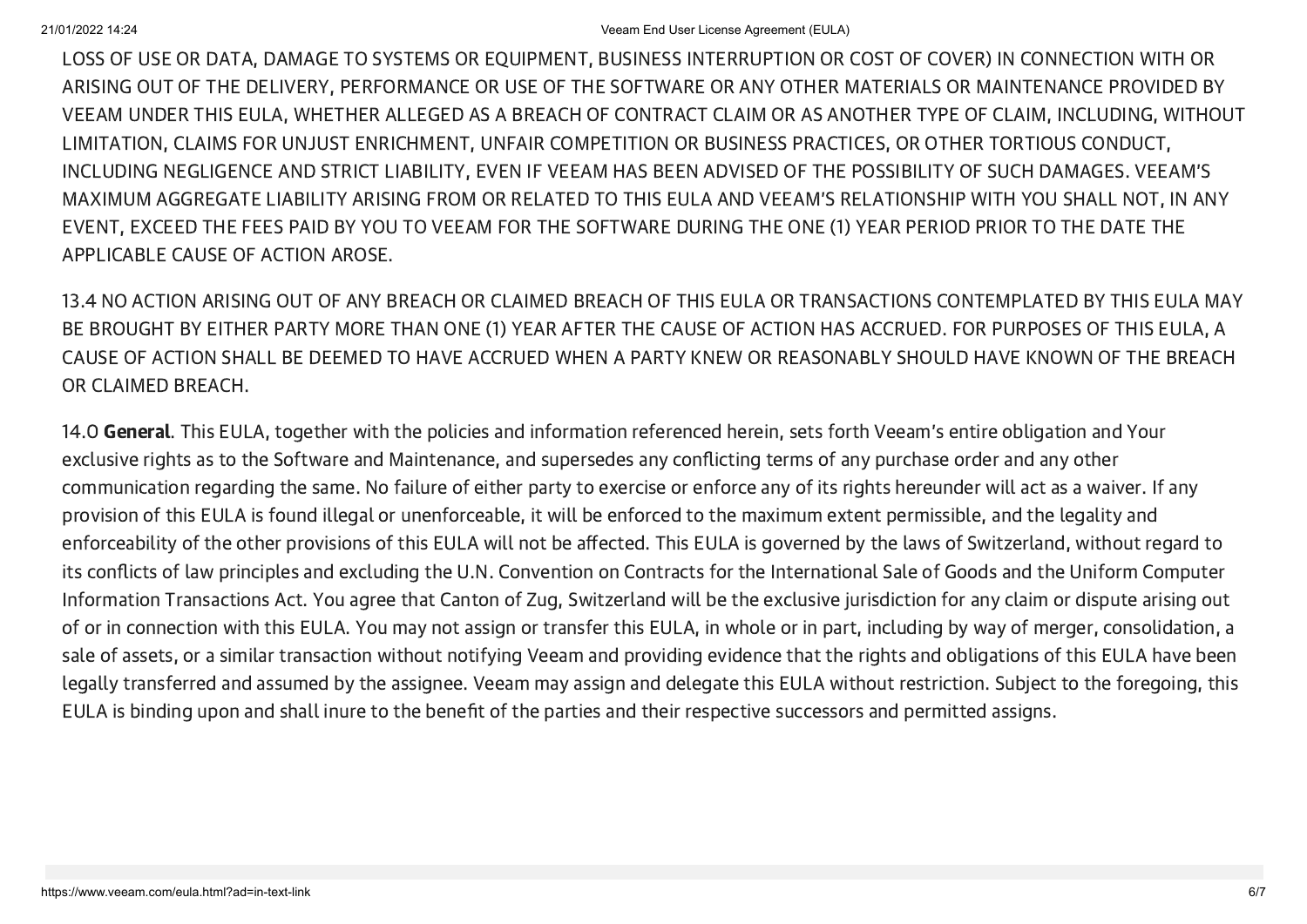LOSS OF USE OR DATA, DAMAGE TO SYSTEMS OR EQUIPMENT, BUSINESS INTERRUPTION OR COST OF COVER) IN CONNECTION WITH OR ARISING OUT OF THE DELIVERY, PERFORMANCE OR USE OF THE SOFTWARE OR ANY OTHER MATERIALS OR MAINTENANCE PROVIDED BY VEEAM UNDER THIS EULA, WHETHER ALLEGED AS A BREACH OF CONTRACT CLAIM OR AS ANOTHER TYPE OF CLAIM, INCLUDING, WITHOUT LIMITATION, CLAIMS FOR UNJUST ENRICHMENT, UNFAIR COMPETITION OR BUSINESS PRACTICES, OR OTHER TORTIOUS CONDUCT, INCLUDING NEGLIGENCE AND STRICT LIABILITY, EVEN IF VEEAM HAS BEEN ADVISED OF THE POSSIBILITY OF SUCH DAMAGES. VEEAM'S MAXIMUM AGGREGATE LIABILITY ARISING FROM OR RELATED TO THIS EULA AND VEEAM'S RELATIONSHIP WITH YOU SHALL NOT, IN ANY EVENT, EXCEED THE FEES PAID BY YOU TO VEEAM FOR THE SOFTWARE DURING THE ONE (1) YEAR PERIOD PRIOR TO THE DATE THE APPLICABLE CAUSE OF ACTION AROSE.

13.4 NO ACTION ARISING OUT OF ANY BREACH OR CLAIMED BREACH OF THIS EULA OR TRANSACTIONS CONTEMPLATED BY THIS EULA MAY BE BROUGHT BY EITHER PARTY MORE THAN ONE (1) YEAR AFTER THE CAUSE OF ACTION HAS ACCRUED. FOR PURPOSES OF THIS EULA, A CAUSE OF ACTION SHALL BE DEEMED TO HAVE ACCRUED WHEN A PARTY KNEW OR REASONABLY SHOULD HAVE KNOWN OF THE BREACH OR CLAIMED BREACH.

14.0 **General**. This EULA, together with the policies and information referenced herein, sets forth Veeam's entire obligation and Your exclusive rights as to the Software and Maintenance, and supersedes any conflicting terms of any purchase order and any other communication regarding the same. No failure of either party to exercise or enforce any of its rights hereunder will act as a waiver. If any provision of this EULA is found illegal or unenforceable, it will be enforced to the maximum extent permissible, and the legality and enforceability of the other provisions of this EULA will not be affected. This EULA is governed by the laws of Switzerland, without regard to its conflicts of law principles and excluding the U.N. Convention on Contracts for the International Sale of Goods and the Uniform Computer Information Transactions Act. You agree that Canton of Zug, Switzerland will be the exclusive jurisdiction for any claim or dispute arising out of or in connection with this EULA. You may not assign or transfer this EULA, in whole or in part, including by way of merger, consolidation, a sale of assets, or a similar transaction without notifying Veeam and providing evidence that the rights and obligations of this EULA have been legally transferred and assumed by the assignee. Veeam may assign and delegate this EULA without restriction. Subject to the foregoing, this EULA is binding upon and shall inure to the benefit of the parties and their respective successors and permitted assigns.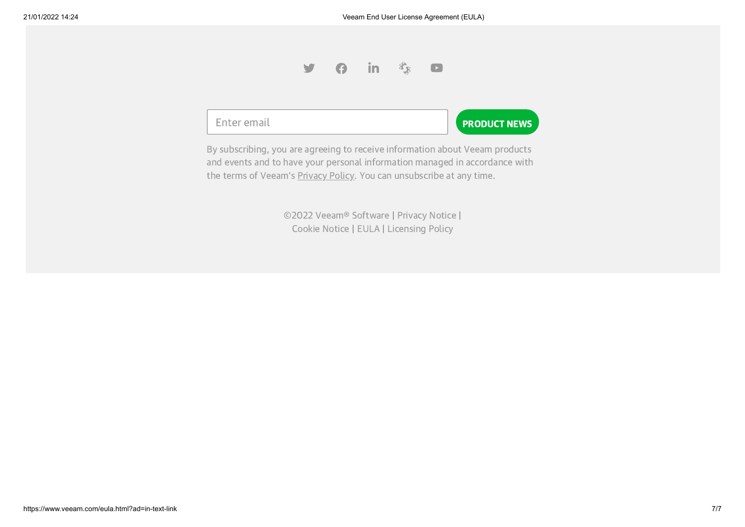Enter email

**PRODUCT NEWS**

By subscribing, you are agreeing to receive information about Veeam products and events and to have your personal information managed in accordance with the terms of Veeam's Privacy Policy. You can unsubscribe at any time.

©2022 Veeam® Software | Privacy Notice | Cookie Notice | EULA | Licensing Policy